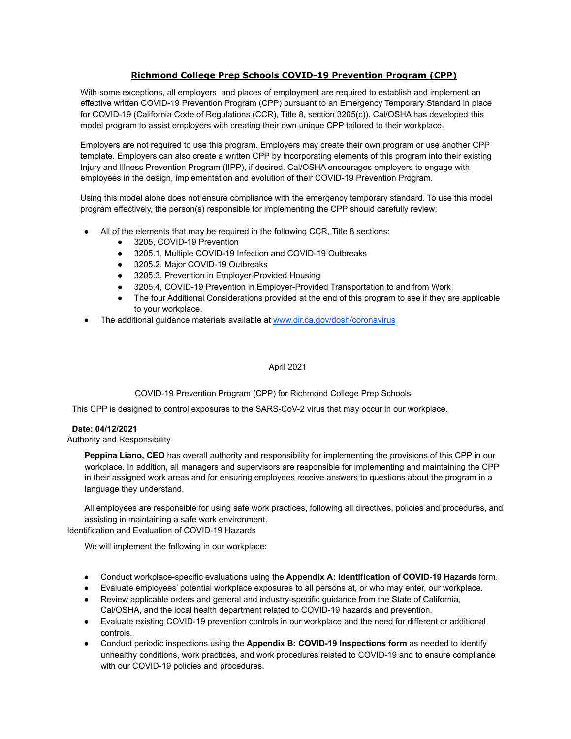# Richmond College Prep Schools COVID-19 Prevention Program (CPP)

With some exceptions, all employers and places of employment are required to establish and implement an effective written COVID-19 Prevention Program (CPP) pursuant to an Emergency Temporary Standard in place for COVID-19 (California Code of Regulations (CCR), Title 8, section 3205(c)). Cal/OSHA has developed this model program to assist employers with creating their own unique CPP tailored to their workplace.

Employers are not required to use this program. Employers may create their own program or use another CPP template. Employers can also create a written CPP by incorporating elements of this program into their existing Injury and Illness Prevention Program (IIPP), if desired. Cal/OSHA encourages employers to engage with employees in the design, implementation and evolution of their COVID-19 Prevention Program.

Using this model alone does not ensure compliance with the emergency temporary standard. To use this model program effectively, the person(s) responsible for implementing the CPP should carefully review:

- All of the elements that may be required in the following CCR, Title 8 sections:
  - 3205, COVID-19 Prevention
  - 3205.1, Multiple COVID-19 Infection and COVID-19 Outbreaks
  - 3205.2, Major COVID-19 Outbreaks
  - 3205.3, Prevention in Employer-Provided Housing
  - 3205.4, COVID-19 Prevention in Employer-Provided Transportation to and from Work
  - The four Additional Considerations provided at the end of this program to see if they are applicable to your workplace.
- The additional guidance materials available at [www.dir.ca.gov/dosh/coronavirus](http://www.dir.ca.gov/dosh/coronavirus)

April 2021

COVID-19 Prevention Program (CPP) for Richmond College Prep Schools

This CPP is designed to control exposures to the SARS-CoV-2 virus that may occur in our workplace.

**Date: 04/12/2021**

## Authority and Responsibility

**Peppina Liano, CEO** has overall authority and responsibility for implementing the provisions of this CPP in our workplace. In addition, all managers and supervisors are responsible for implementing and maintaining the CPP in their assigned work areas and for ensuring employees receive answers to questions about the program in a language they understand.

All employees are responsible for using safe work practices, following all directives, policies and procedures, and assisting in maintaining a safe work environment.

## Identification and Evaluation of COVID-19 Hazards

We will implement the following in our workplace:

- Conduct workplace-specific evaluations using the **Appendix A: Identification of COVID-19 Hazards** form.
- Evaluate employees' potential workplace exposures to all persons at, or who may enter, our workplace.
- Review applicable orders and general and industry-specific guidance from the State of California, Cal/OSHA, and the local health department related to COVID-19 hazards and prevention.
- Evaluate existing COVID-19 prevention controls in our workplace and the need for different or additional controls.
- Conduct periodic inspections using the **Appendix B: COVID-19 Inspections form** as needed to identify unhealthy conditions, work practices, and work procedures related to COVID-19 and to ensure compliance with our COVID-19 policies and procedures.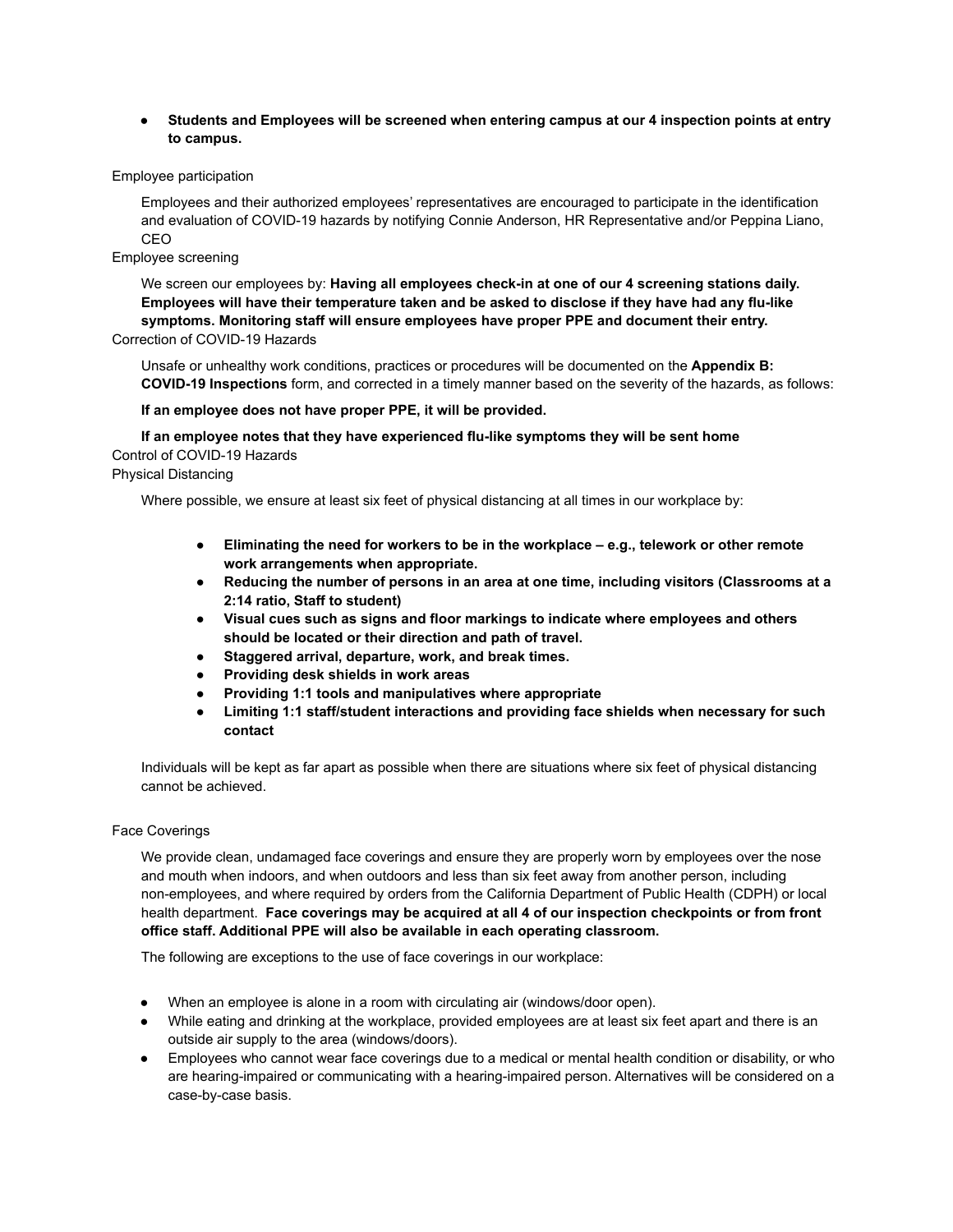- **Students and Employees will be screened when entering campus at our 4 inspection points at entry to campus.**

Employee participation

Employees and their authorized employees' representatives are encouraged to participate in the identification and evaluation of COVID-19 hazards by notifying Connie Anderson, HR Representative and/or Peppina Liano, CEO

Employee screening

We screen our employees by: **Having all employees check-in at one of our 4 screening stations daily. Employees will have their temperature taken and be asked to disclose if they have had any flu-like symptoms. Monitoring staff will ensure employees have proper PPE and document their entry.**

Correction of COVID-19 Hazards

Unsafe or unhealthy work conditions, practices or procedures will be documented on the **Appendix B: COVID-19 Inspections** form, and corrected in a timely manner based on the severity of the hazards, as follows:

**If an employee does not have proper PPE, it will be provided.**

**If an employee notes that they have experienced flu-like symptoms they will be sent home**

Control of COVID-19 Hazards

Physical Distancing

Where possible, we ensure at least six feet of physical distancing at all times in our workplace by:

- **Eliminating the need for workers to be in the workplace – e.g., telework or other remote work arrangements when appropriate.**
- **Reducing the number of persons in an area at one time, including visitors (Classrooms at a 2:14 ratio, Staff to student)**
- **Visual cues such as signs and floor markings to indicate where employees and others should be located or their direction and path of travel.**
- **Staggered arrival, departure, work, and break times.**
- **Providing desk shields in work areas**
- **Providing 1:1 tools and manipulatives where appropriate**
- **Limiting 1:1 staff/student interactions and providing face shields when necessary for such contact**

Individuals will be kept as far apart as possible when there are situations where six feet of physical distancing cannot be achieved.

Face Coverings

We provide clean, undamaged face coverings and ensure they are properly worn by employees over the nose and mouth when indoors, and when outdoors and less than six feet away from another person, including non-employees, and where required by orders from the California Department of Public Health (CDPH) or local health department. **Face coverings may be acquired at all 4 of our inspection checkpoints or from front office staff. Additional PPE will also be available in each operating classroom.**

The following are exceptions to the use of face coverings in our workplace:

- When an employee is alone in a room with circulating air (windows/door open).
- While eating and drinking at the workplace, provided employees are at least six feet apart and there is an outside air supply to the area (windows/doors).
- Employees who cannot wear face coverings due to a medical or mental health condition or disability, or who are hearing-impaired or communicating with a hearing-impaired person. Alternatives will be considered on a case-by-case basis.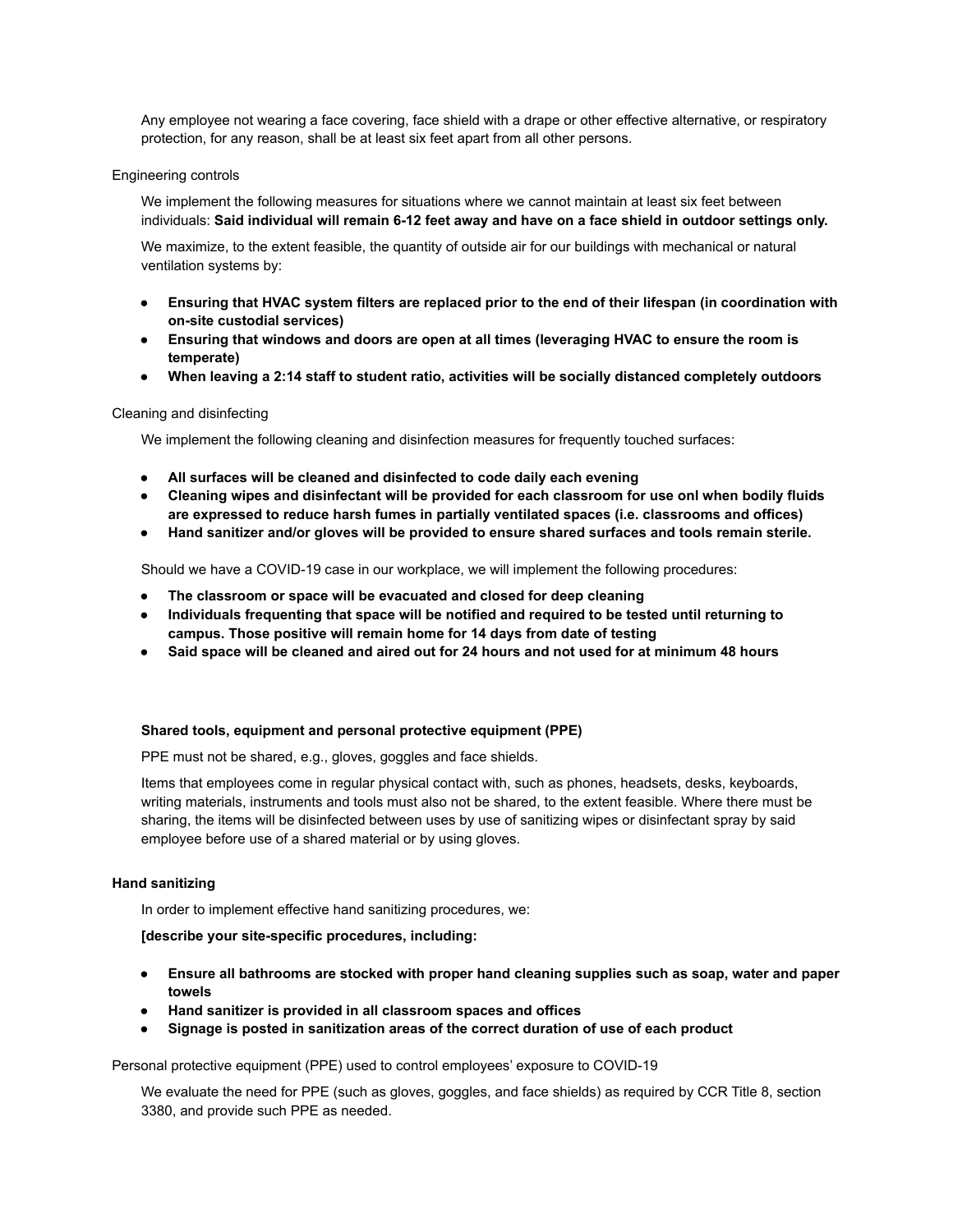Any employee not wearing a face covering, face shield with a drape or other effective alternative, or respiratory protection, for any reason, shall be at least six feet apart from all other persons.

Engineering controls

We implement the following measures for situations where we cannot maintain at least six feet between individuals: **Said individual will remain 6-12 feet away and have on a face shield in outdoor settings only.**

We maximize, to the extent feasible, the quantity of outside air for our buildings with mechanical or natural ventilation systems by:

- **Ensuring that HVAC system filters are replaced prior to the end of their lifespan (in coordination with on-site custodial services)**
- **Ensuring that windows and doors are open at all times (leveraging HVAC to ensure the room is temperate)**
- **When leaving a 2:14 staff to student ratio, activities will be socially distanced completely outdoors**

Cleaning and disinfecting

We implement the following cleaning and disinfection measures for frequently touched surfaces:

- **All surfaces will be cleaned and disinfected to code daily each evening**
- **Cleaning wipes and disinfectant will be provided for each classroom for use onl when bodily fluids are expressed to reduce harsh fumes in partially ventilated spaces (i.e. classrooms and offices)**
- **Hand sanitizer and/or gloves will be provided to ensure shared surfaces and tools remain sterile.**

Should we have a COVID-19 case in our workplace, we will implement the following procedures:

- **The classroom or space will be evacuated and closed for deep cleaning**
- **Individuals frequenting that space will be notified and required to be tested until returning to campus. Those positive will remain home for 14 days from date of testing**
- **Said space will be cleaned and aired out for 24 hours and not used for at minimum 48 hours**

**Shared tools, equipment and personal protective equipment (PPE)**

PPE must not be shared, e.g., gloves, goggles and face shields.

Items that employees come in regular physical contact with, such as phones, headsets, desks, keyboards, writing materials, instruments and tools must also not be shared, to the extent feasible. Where there must be sharing, the items will be disinfected between uses by use of sanitizing wipes or disinfectant spray by said employee before use of a shared material or by using gloves.

**Hand sanitizing**

In order to implement effective hand sanitizing procedures, we:

**[describe your site-specific procedures, including:**

- **Ensure all bathrooms are stocked with proper hand cleaning supplies such as soap, water and paper towels**
- **Hand sanitizer is provided in all classroom spaces and offices**
- **Signage is posted in sanitization areas of the correct duration of use of each product**

Personal protective equipment (PPE) used to control employees' exposure to COVID-19

We evaluate the need for PPE (such as gloves, goggles, and face shields) as required by CCR Title 8, section 3380, and provide such PPE as needed.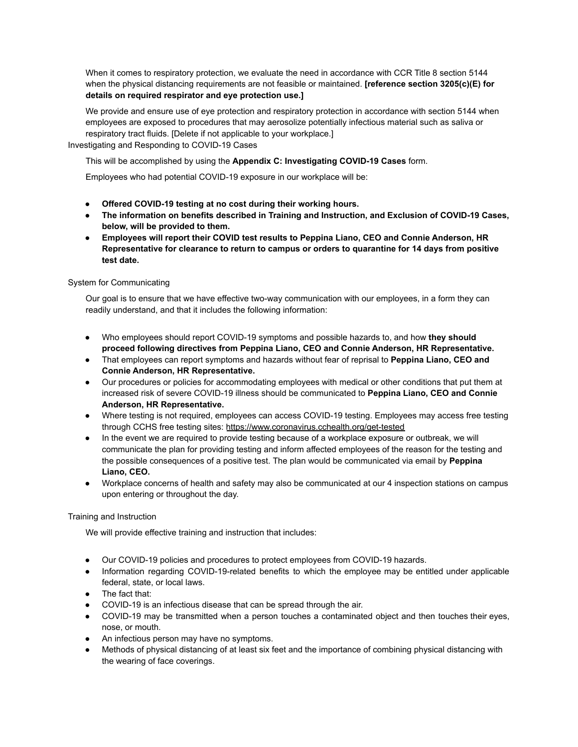When it comes to respiratory protection, we evaluate the need in accordance with CCR Title 8 section 5144 when the physical distancing requirements are not feasible or maintained. **[reference section 3205(c)(E) for details on required respirator and eye protection use.]**

We provide and ensure use of eye protection and respiratory protection in accordance with section 5144 when employees are exposed to procedures that may aerosolize potentially infectious material such as saliva or respiratory tract fluids. [Delete if not applicable to your workplace.]

## Investigating and Responding to COVID-19 Cases

This will be accomplished by using the **Appendix C: Investigating COVID-19 Cases** form.

Employees who had potential COVID-19 exposure in our workplace will be:

- **Offered COVID-19 testing at no cost during their working hours.**
- **The information on benefits described in Training and Instruction, and Exclusion of COVID-19 Cases, below, will be provided to them.**
- **Employees will report their COVID test results to Peppina Liano, CEO and Connie Anderson, HR Representative for clearance to return to campus or orders to quarantine for 14 days from positive test date.**

## System for Communicating

Our goal is to ensure that we have effective two-way communication with our employees, in a form they can readily understand, and that it includes the following information:

- Who employees should report COVID-19 symptoms and possible hazards to, and how **they should proceed following directives from Peppina Liano, CEO and Connie Anderson, HR Representative.**
- That employees can report symptoms and hazards without fear of reprisal to **Peppina Liano, CEO and Connie Anderson, HR Representative.**
- Our procedures or policies for accommodating employees with medical or other conditions that put them at increased risk of severe COVID-19 illness should be communicated to **Peppina Liano, CEO and Connie Anderson, HR Representative.**
- Where testing is not required, employees can access COVID-19 testing. Employees may access free testing through CCHS free testing sites: https://www.coronavirus.cchealth.org/get-tested
- In the event we are required to provide testing because of a workplace exposure or outbreak, we will communicate the plan for providing testing and inform affected employees of the reason for the testing and the possible consequences of a positive test. The plan would be communicated via email by **Peppina Liano, CEO.**
- Workplace concerns of health and safety may also be communicated at our 4 inspection stations on campus upon entering or throughout the day.

## Training and Instruction

We will provide effective training and instruction that includes:

- Our COVID-19 policies and procedures to protect employees from COVID-19 hazards.
- Information regarding COVID-19-related benefits to which the employee may be entitled under applicable federal, state, or local laws.
- The fact that:
- COVID-19 is an infectious disease that can be spread through the air.
- COVID-19 may be transmitted when a person touches a contaminated object and then touches their eyes, nose, or mouth.
- An infectious person may have no symptoms.
- Methods of physical distancing of at least six feet and the importance of combining physical distancing with the wearing of face coverings.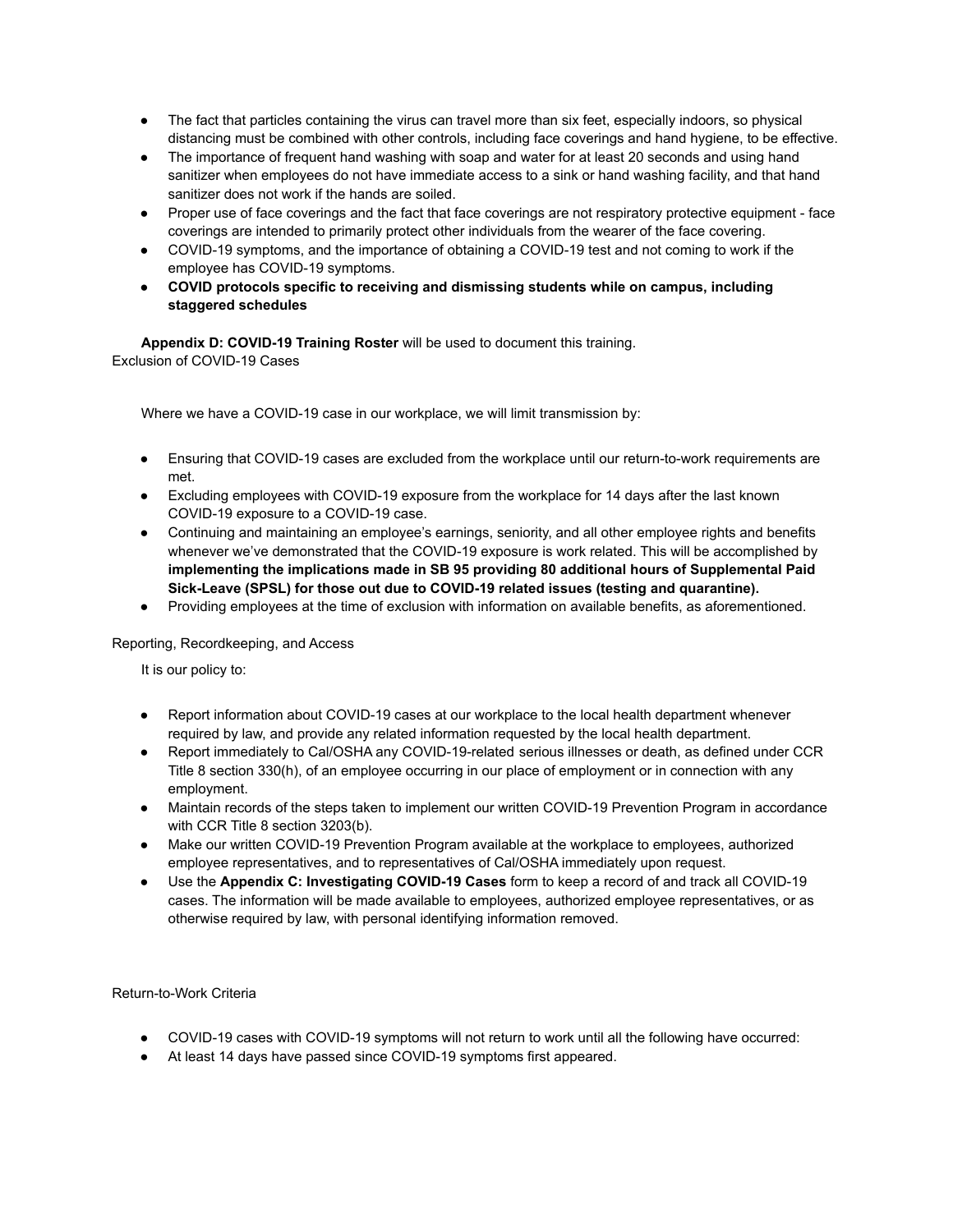- The fact that particles containing the virus can travel more than six feet, especially indoors, so physical distancing must be combined with other controls, including face coverings and hand hygiene, to be effective.
- The importance of frequent hand washing with soap and water for at least 20 seconds and using hand sanitizer when employees do not have immediate access to a sink or hand washing facility, and that hand sanitizer does not work if the hands are soiled.
- Proper use of face coverings and the fact that face coverings are not respiratory protective equipment - face coverings are intended to primarily protect other individuals from the wearer of the face covering.
- COVID-19 symptoms, and the importance of obtaining a COVID-19 test and not coming to work if the employee has COVID-19 symptoms.
- **COVID protocols specific to receiving and dismissing students while on campus, including staggered schedules**

**Appendix D: COVID-19 Training Roster** will be used to document this training.

## Exclusion of COVID-19 Cases

Where we have a COVID-19 case in our workplace, we will limit transmission by:

- Ensuring that COVID-19 cases are excluded from the workplace until our return-to-work requirements are met.
- Excluding employees with COVID-19 exposure from the workplace for 14 days after the last known COVID-19 exposure to a COVID-19 case.
- Continuing and maintaining an employee's earnings, seniority, and all other employee rights and benefits whenever we've demonstrated that the COVID-19 exposure is work related. This will be accomplished by **implementing the implications made in SB 95 providing 80 additional hours of Supplemental Paid Sick-Leave (SPSL) for those out due to COVID-19 related issues (testing and quarantine).**
- Providing employees at the time of exclusion with information on available benefits, as aforementioned.

## Reporting, Recordkeeping, and Access

It is our policy to:

- Report information about COVID-19 cases at our workplace to the local health department whenever required by law, and provide any related information requested by the local health department.
- Report immediately to Cal/OSHA any COVID-19-related serious illnesses or death, as defined under CCR Title 8 section 330(h), of an employee occurring in our place of employment or in connection with any employment.
- Maintain records of the steps taken to implement our written COVID-19 Prevention Program in accordance with CCR Title 8 section 3203(b).
- Make our written COVID-19 Prevention Program available at the workplace to employees, authorized employee representatives, and to representatives of Cal/OSHA immediately upon request.
- Use the **Appendix C: Investigating COVID-19 Cases** form to keep a record of and track all COVID-19 cases. The information will be made available to employees, authorized employee representatives, or as otherwise required by law, with personal identifying information removed.

## Return-to-Work Criteria

- COVID-19 cases with COVID-19 symptoms will not return to work until all the following have occurred:
- At least 14 days have passed since COVID-19 symptoms first appeared.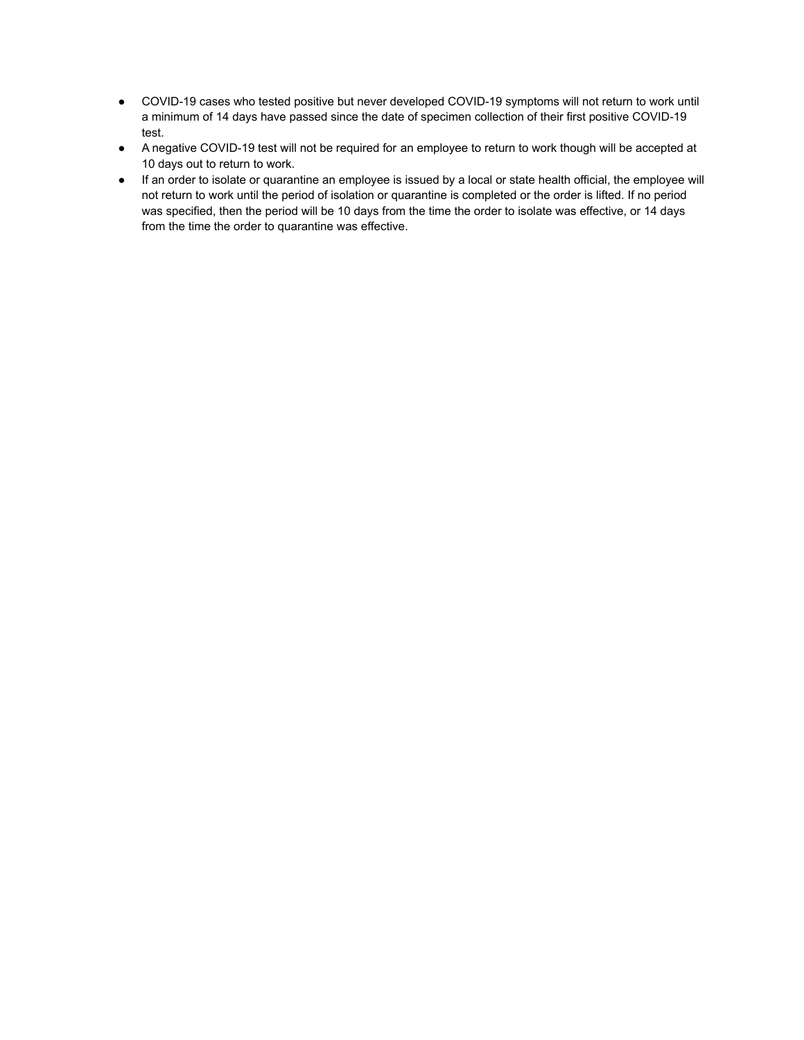- COVID-19 cases who tested positive but never developed COVID-19 symptoms will not return to work until a minimum of 14 days have passed since the date of specimen collection of their first positive COVID-19 test.
- A negative COVID-19 test will not be required for an employee to return to work though will be accepted at 10 days out to return to work.
- If an order to isolate or quarantine an employee is issued by a local or state health official, the employee will not return to work until the period of isolation or quarantine is completed or the order is lifted. If no period was specified, then the period will be 10 days from the time the order to isolate was effective, or 14 days from the time the order to quarantine was effective.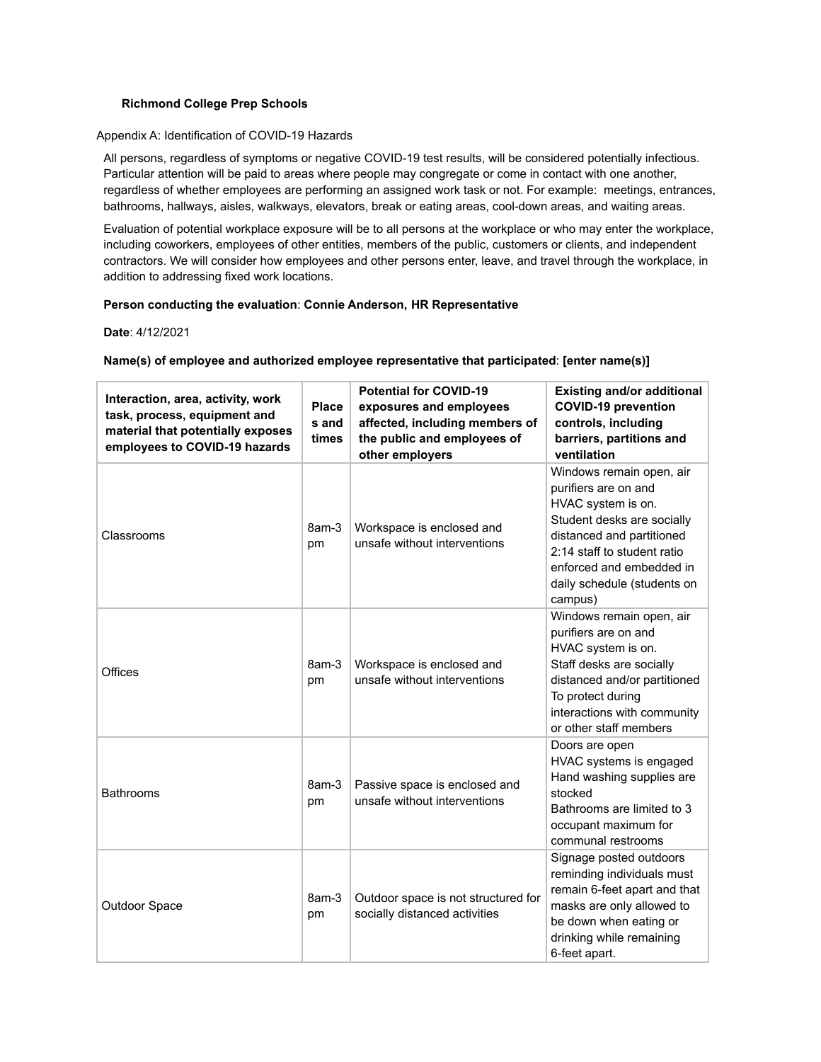**Richmond College Prep Schools**

Appendix A: Identification of COVID-19 Hazards

All persons, regardless of symptoms or negative COVID-19 test results, will be considered potentially infectious. Particular attention will be paid to areas where people may congregate or come in contact with one another, regardless of whether employees are performing an assigned work task or not. For example: meetings, entrances, bathrooms, hallways, aisles, walkways, elevators, break or eating areas, cool-down areas, and waiting areas.

Evaluation of potential workplace exposure will be to all persons at the workplace or who may enter the workplace, including coworkers, employees of other entities, members of the public, customers or clients, and independent contractors. We will consider how employees and other persons enter, leave, and travel through the workplace, in addition to addressing fixed work locations.

**Person conducting the evaluation**: **Connie Anderson, HR Representative**

**Date**: 4/12/2021

**Name(s) of employee and authorized employee representative that participated**: **[enter name(s)]**

| Interaction, area, activity, work task, process, equipment and material that potentially exposes employees to COVID-19 hazards | Places and times | Potential for COVID-19 exposures and employees affected, including members of the public and employees of other employers | Existing and/or additional COVID-19 prevention controls, including barriers, partitions and ventilation |
|---|---|---|---|
| Classrooms | 8am-3 pm | Workspace is enclosed and unsafe without interventions | Windows remain open, air purifiers are on and HVAC system is on. Student desks are socially distanced and partitioned 2:14 staff to student ratio enforced and embedded in daily schedule (students on campus) |
| Offices | 8am-3 pm | Workspace is enclosed and unsafe without interventions | Windows remain open, air purifiers are on and HVAC system is on. Staff desks are socially distanced and/or partitioned To protect during interactions with community or other staff members |
| Bathrooms | 8am-3 pm | Passive space is enclosed and unsafe without interventions | Doors are open HVAC systems is engaged Hand washing supplies are stocked Bathrooms are limited to 3 occupant maximum for communal restrooms |
| Outdoor Space | 8am-3 pm | Outdoor space is not structured for socially distanced activities | Signage posted outdoors reminding individuals must remain 6-feet apart and that masks are only allowed to be down when eating or drinking while remaining 6-feet apart. |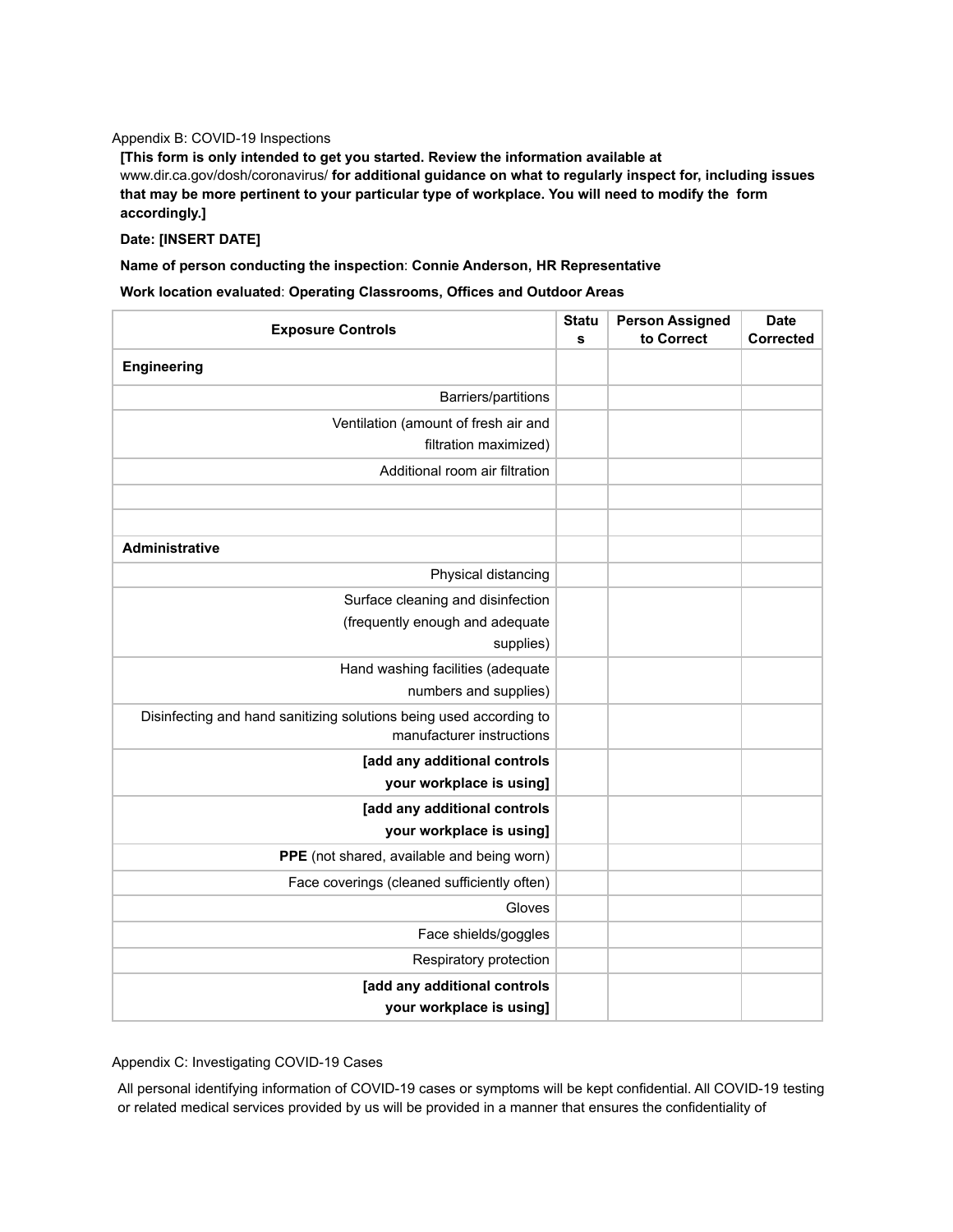Appendix B: COVID-19 Inspections

**[This form is only intended to get you started. Review the information available at** www.dir.ca.gov/dosh/coronavirus/ **for additional guidance on what to regularly inspect for, including issues that may be more pertinent to your particular type of workplace. You will need to modify the form accordingly.]**

**Date: [INSERT DATE]**

**Name of person conducting the inspection**: **Connie Anderson, HR Representative**

**Work location evaluated**: **Operating Classrooms, Offices and Outdoor Areas**

| Exposure Controls | Status | Person Assigned to Correct | Date Corrected |
|---|---|---|---|
| **Engineering** | | | |
| Barriers/partitions | | | |
| Ventilation (amount of fresh air and filtration maximized) | | | |
| Additional room air filtration | | | |
| | | | |
| | | | |
| **Administrative** | | | |
| Physical distancing | | | |
| Surface cleaning and disinfection (frequently enough and adequate supplies) | | | |
| Hand washing facilities (adequate numbers and supplies) | | | |
| Disinfecting and hand sanitizing solutions being used according to manufacturer instructions | | | |
| **[add any additional controls your workplace is using]** | | | |
| **[add any additional controls your workplace is using]** | | | |
| **PPE** (not shared, available and being worn) | | | |
| Face coverings (cleaned sufficiently often) | | | |
| Gloves | | | |
| Face shields/goggles | | | |
| Respiratory protection | | | |
| **[add any additional controls your workplace is using]** | | | |

Appendix C: Investigating COVID-19 Cases

All personal identifying information of COVID-19 cases or symptoms will be kept confidential. All COVID-19 testing or related medical services provided by us will be provided in a manner that ensures the confidentiality of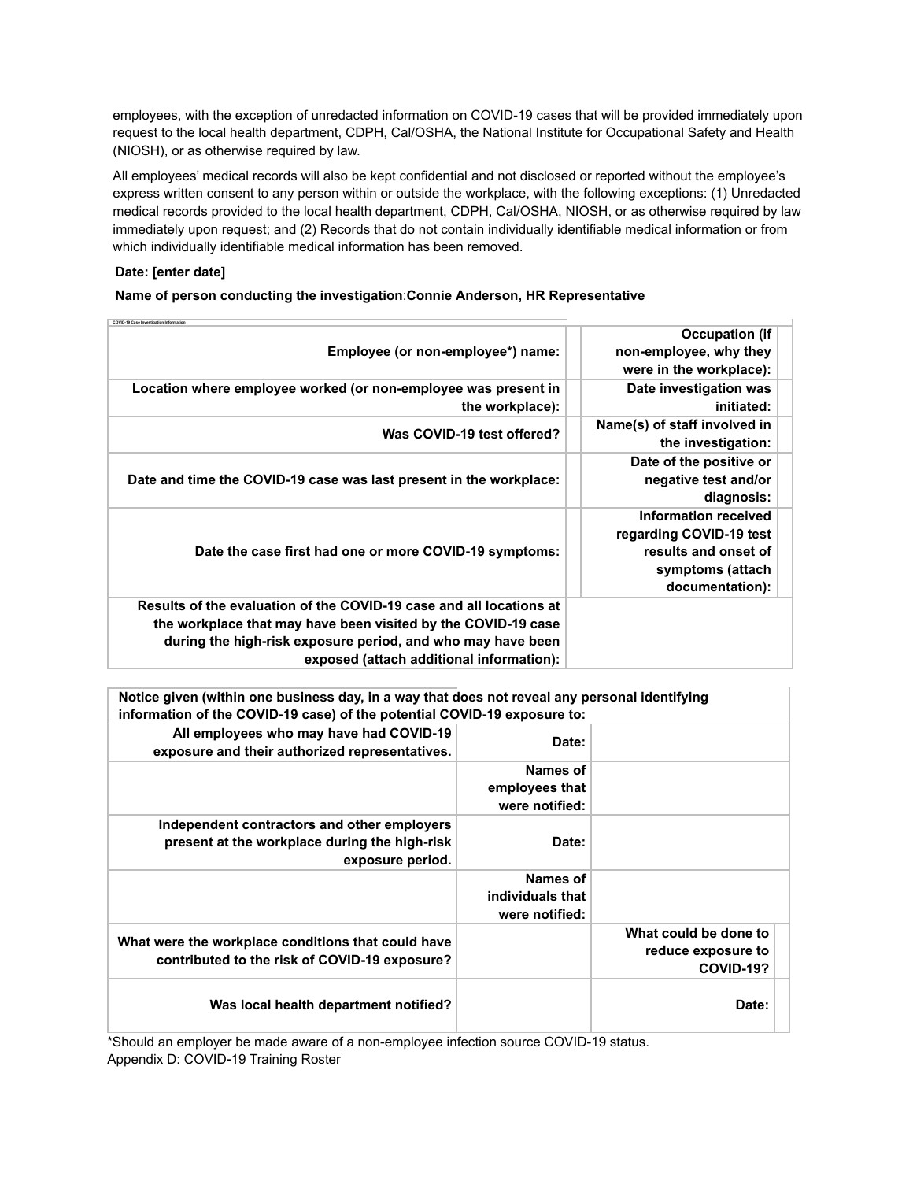employees, with the exception of unredacted information on COVID-19 cases that will be provided immediately upon request to the local health department, CDPH, Cal/OSHA, the National Institute for Occupational Safety and Health (NIOSH), or as otherwise required by law.

All employees' medical records will also be kept confidential and not disclosed or reported without the employee's express written consent to any person within or outside the workplace, with the following exceptions: (1) Unredacted medical records provided to the local health department, CDPH, Cal/OSHA, NIOSH, or as otherwise required by law immediately upon request; and (2) Records that do not contain individually identifiable medical information or from which individually identifiable medical information has been removed.

**Date: [enter date]**

**Name of person conducting the investigation**:**Connie Anderson, HR Representative**

| COVID-19 Case Investigation Information | | | |
|---|---|---|---|
| **Employee (or non-employee*) name:** | | **Occupation (if non-employee, why they were in the workplace):** | |
| **Location where employee worked (or non-employee was present in the workplace):** | | **Date investigation was initiated:** | |
| **Was COVID-19 test offered?** | | **Name(s) of staff involved in the investigation:** | |
| **Date and time the COVID-19 case was last present in the workplace:** | | **Date of the positive or negative test and/or diagnosis:** | |
| **Date the case first had one or more COVID-19 symptoms:** | | **Information received regarding COVID-19 test results and onset of symptoms (attach documentation):** | |
| **Results of the evaluation of the COVID-19 case and all locations at the workplace that may have been visited by the COVID-19 case during the high-risk exposure period, and who may have been exposed (attach additional information):** | | | |

| **Notice given (within one business day, in a way that does not reveal any personal identifying information of the COVID-19 case) of the potential COVID-19 exposure to:** | | | |
|---|---|---|---|
| **All employees who may have had COVID-19 exposure and their authorized representatives.** | **Date:** | | |
| | **Names of employees that were notified:** | | |
| **Independent contractors and other employers present at the workplace during the high-risk exposure period.** | **Date:** | | |
| | **Names of individuals that were notified:** | | |
| **What were the workplace conditions that could have contributed to the risk of COVID-19 exposure?** | | **What could be done to reduce exposure to COVID-19?** | |
| **Was local health department notified?** | | **Date:** | |

*Should an employer be made aware of a non-employee infection source COVID-19 status.

Appendix D: COVID-19 Training Roster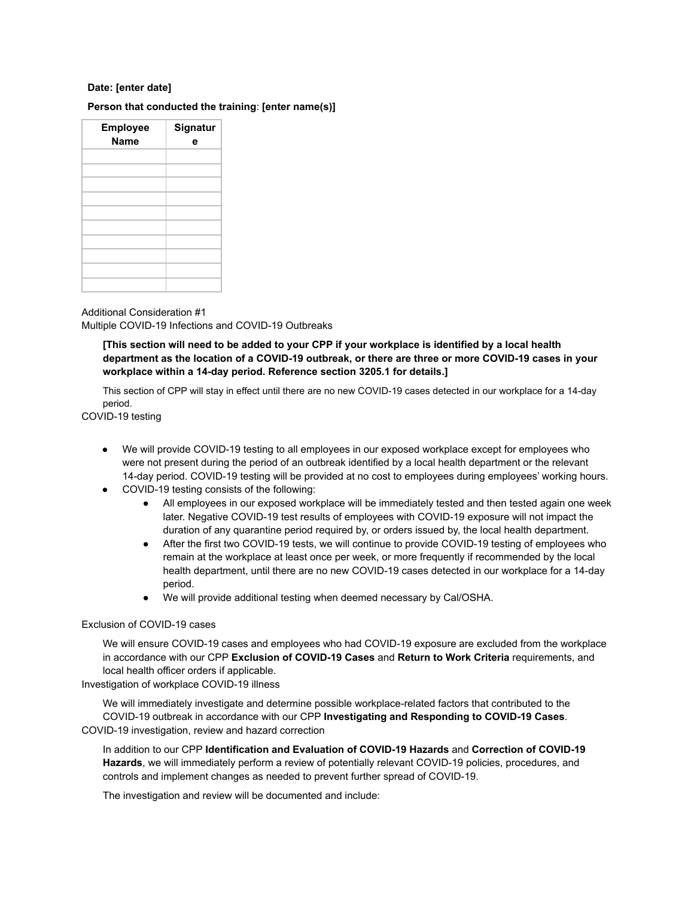**Date: [enter date]**

**Person that conducted the training**: **[enter name(s)]**

| Employee Name | Signature |
|---|---|
| | |
| | |
| | |
| | |
| | |
| | |
| | |
| | |
| | |
| | |

## Additional Consideration #1

## Multiple COVID-19 Infections and COVID-19 Outbreaks

**[This section will need to be added to your CPP if your workplace is identified by a local health department as the location of a COVID-19 outbreak, or there are three or more COVID-19 cases in your workplace within a 14-day period. Reference section 3205.1 for details.]**

This section of CPP will stay in effect until there are no new COVID-19 cases detected in our workplace for a 14-day period.

### COVID-19 testing

- We will provide COVID-19 testing to all employees in our exposed workplace except for employees who were not present during the period of an outbreak identified by a local health department or the relevant 14-day period. COVID-19 testing will be provided at no cost to employees during employees' working hours.
- COVID-19 testing consists of the following:
  - All employees in our exposed workplace will be immediately tested and then tested again one week later. Negative COVID-19 test results of employees with COVID-19 exposure will not impact the duration of any quarantine period required by, or orders issued by, the local health department.
  - After the first two COVID-19 tests, we will continue to provide COVID-19 testing of employees who remain at the workplace at least once per week, or more frequently if recommended by the local health department, until there are no new COVID-19 cases detected in our workplace for a 14-day period.
  - We will provide additional testing when deemed necessary by Cal/OSHA.

### Exclusion of COVID-19 cases

We will ensure COVID-19 cases and employees who had COVID-19 exposure are excluded from the workplace in accordance with our CPP **Exclusion of COVID-19 Cases** and **Return to Work Criteria** requirements, and local health officer orders if applicable.

### Investigation of workplace COVID-19 illness

We will immediately investigate and determine possible workplace-related factors that contributed to the COVID-19 outbreak in accordance with our CPP **Investigating and Responding to COVID-19 Cases**.

### COVID-19 investigation, review and hazard correction

In addition to our CPP **Identification and Evaluation of COVID-19 Hazards** and **Correction of COVID-19 Hazards**, we will immediately perform a review of potentially relevant COVID-19 policies, procedures, and controls and implement changes as needed to prevent further spread of COVID-19.

The investigation and review will be documented and include: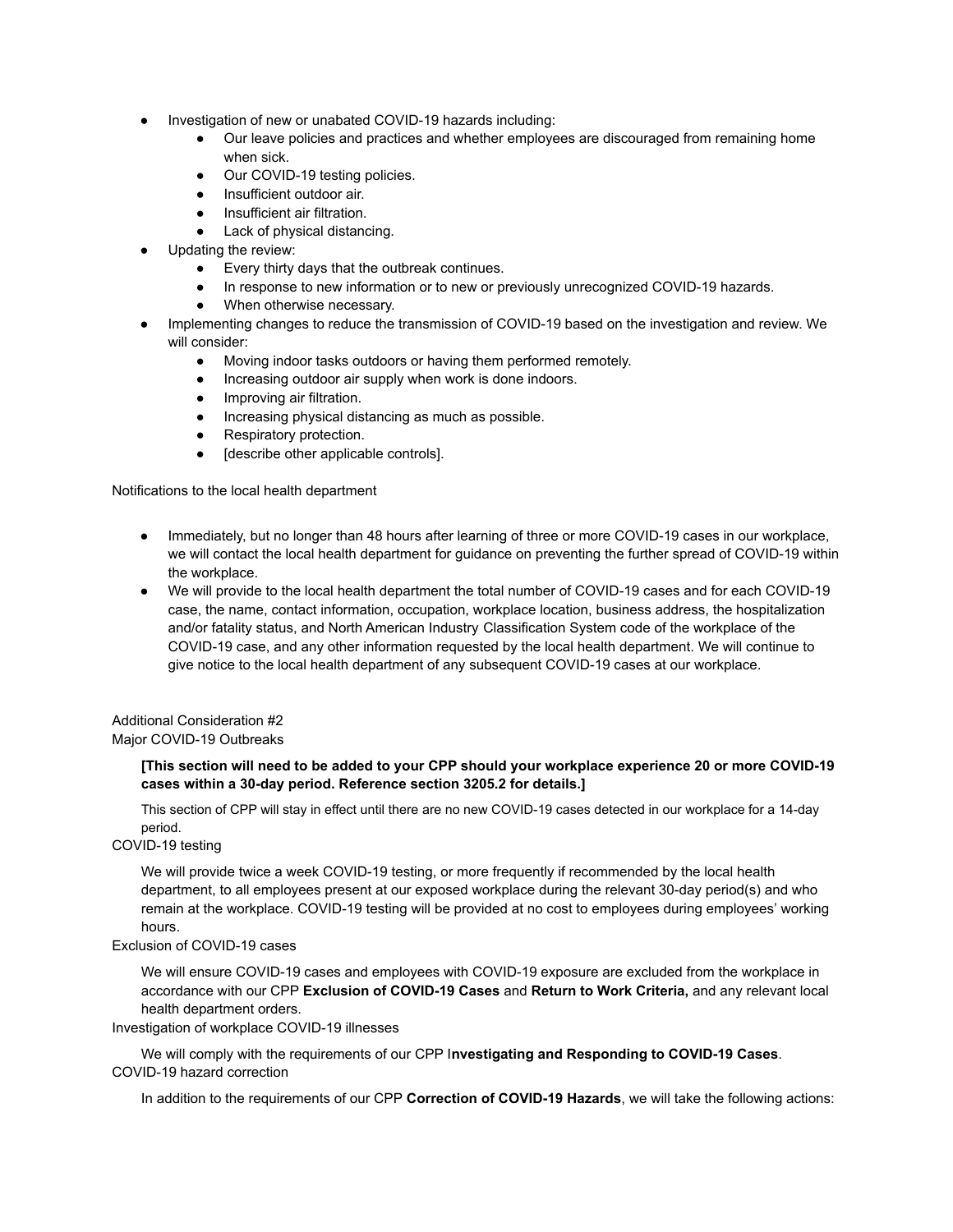- Investigation of new or unabated COVID-19 hazards including:
    - Our leave policies and practices and whether employees are discouraged from remaining home when sick.
    - Our COVID-19 testing policies.
    - Insufficient outdoor air.
    - Insufficient air filtration.
    - Lack of physical distancing.
- Updating the review:
    - Every thirty days that the outbreak continues.
    - In response to new information or to new or previously unrecognized COVID-19 hazards.
    - When otherwise necessary.
- Implementing changes to reduce the transmission of COVID-19 based on the investigation and review. We will consider:
    - Moving indoor tasks outdoors or having them performed remotely.
    - Increasing outdoor air supply when work is done indoors.
    - Improving air filtration.
    - Increasing physical distancing as much as possible.
    - Respiratory protection.
    - [describe other applicable controls].

Notifications to the local health department

- Immediately, but no longer than 48 hours after learning of three or more COVID-19 cases in our workplace, we will contact the local health department for guidance on preventing the further spread of COVID-19 within the workplace.
- We will provide to the local health department the total number of COVID-19 cases and for each COVID-19 case, the name, contact information, occupation, workplace location, business address, the hospitalization and/or fatality status, and North American Industry Classification System code of the workplace of the COVID-19 case, and any other information requested by the local health department. We will continue to give notice to the local health department of any subsequent COVID-19 cases at our workplace.

Additional Consideration #2
Major COVID-19 Outbreaks

**[This section will need to be added to your CPP should your workplace experience 20 or more COVID-19 cases within a 30-day period. Reference section 3205.2 for details.]**

This section of CPP will stay in effect until there are no new COVID-19 cases detected in our workplace for a 14-day period.

COVID-19 testing

We will provide twice a week COVID-19 testing, or more frequently if recommended by the local health department, to all employees present at our exposed workplace during the relevant 30-day period(s) and who remain at the workplace. COVID-19 testing will be provided at no cost to employees during employees' working hours.

Exclusion of COVID-19 cases

We will ensure COVID-19 cases and employees with COVID-19 exposure are excluded from the workplace in accordance with our CPP **Exclusion of COVID-19 Cases** and **Return to Work Criteria,** and any relevant local health department orders.

Investigation of workplace COVID-19 illnesses

We will comply with the requirements of our CPP I**nvestigating and Responding to COVID-19 Cases**.

COVID-19 hazard correction

In addition to the requirements of our CPP **Correction of COVID-19 Hazards**, we will take the following actions: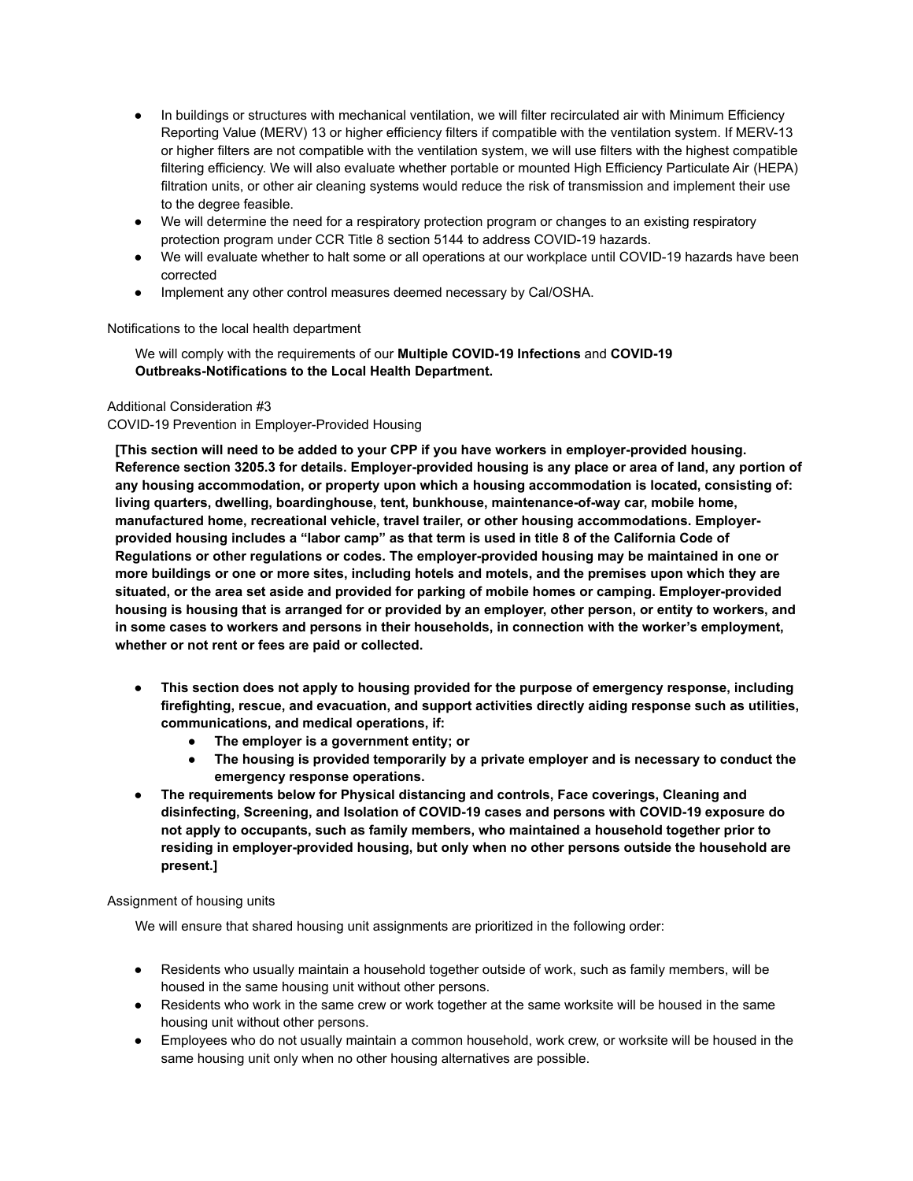- In buildings or structures with mechanical ventilation, we will filter recirculated air with Minimum Efficiency Reporting Value (MERV) 13 or higher efficiency filters if compatible with the ventilation system. If MERV-13 or higher filters are not compatible with the ventilation system, we will use filters with the highest compatible filtering efficiency. We will also evaluate whether portable or mounted High Efficiency Particulate Air (HEPA) filtration units, or other air cleaning systems would reduce the risk of transmission and implement their use to the degree feasible.
- We will determine the need for a respiratory protection program or changes to an existing respiratory protection program under CCR Title 8 section 5144 to address COVID-19 hazards.
- We will evaluate whether to halt some or all operations at our workplace until COVID-19 hazards have been corrected
- Implement any other control measures deemed necessary by Cal/OSHA.

Notifications to the local health department

We will comply with the requirements of our **Multiple COVID-19 Infections** and **COVID-19 Outbreaks-Notifications to the Local Health Department.**

Additional Consideration #3

COVID-19 Prevention in Employer-Provided Housing

**[This section will need to be added to your CPP if you have workers in employer-provided housing. Reference section 3205.3 for details. Employer-provided housing is any place or area of land, any portion of any housing accommodation, or property upon which a housing accommodation is located, consisting of: living quarters, dwelling, boardinghouse, tent, bunkhouse, maintenance-of-way car, mobile home, manufactured home, recreational vehicle, travel trailer, or other housing accommodations. Employer-provided housing includes a "labor camp" as that term is used in title 8 of the California Code of Regulations or other regulations or codes. The employer-provided housing may be maintained in one or more buildings or one or more sites, including hotels and motels, and the premises upon which they are situated, or the area set aside and provided for parking of mobile homes or camping. Employer-provided housing is housing that is arranged for or provided by an employer, other person, or entity to workers, and in some cases to workers and persons in their households, in connection with the worker's employment, whether or not rent or fees are paid or collected.**

- **This section does not apply to housing provided for the purpose of emergency response, including firefighting, rescue, and evacuation, and support activities directly aiding response such as utilities, communications, and medical operations, if:**
  - **The employer is a government entity; or**
  - **The housing is provided temporarily by a private employer and is necessary to conduct the emergency response operations.**
- **The requirements below for Physical distancing and controls, Face coverings, Cleaning and disinfecting, Screening, and Isolation of COVID-19 cases and persons with COVID-19 exposure do not apply to occupants, such as family members, who maintained a household together prior to residing in employer-provided housing, but only when no other persons outside the household are present.]**

Assignment of housing units

We will ensure that shared housing unit assignments are prioritized in the following order:

- Residents who usually maintain a household together outside of work, such as family members, will be housed in the same housing unit without other persons.
- Residents who work in the same crew or work together at the same worksite will be housed in the same housing unit without other persons.
- Employees who do not usually maintain a common household, work crew, or worksite will be housed in the same housing unit only when no other housing alternatives are possible.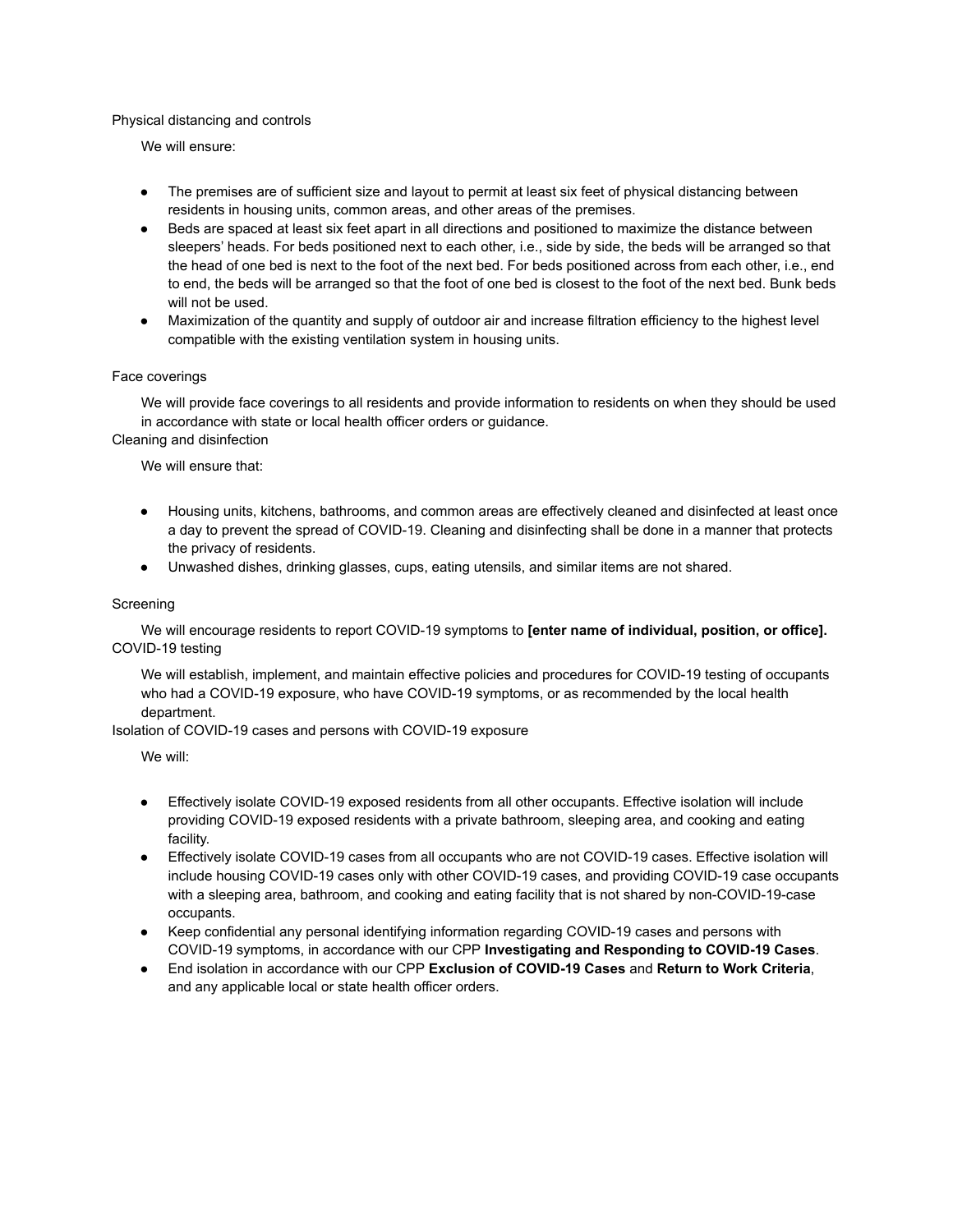Physical distancing and controls

We will ensure:

- The premises are of sufficient size and layout to permit at least six feet of physical distancing between residents in housing units, common areas, and other areas of the premises.
- Beds are spaced at least six feet apart in all directions and positioned to maximize the distance between sleepers' heads. For beds positioned next to each other, i.e., side by side, the beds will be arranged so that the head of one bed is next to the foot of the next bed. For beds positioned across from each other, i.e., end to end, the beds will be arranged so that the foot of one bed is closest to the foot of the next bed. Bunk beds will not be used.
- Maximization of the quantity and supply of outdoor air and increase filtration efficiency to the highest level compatible with the existing ventilation system in housing units.

Face coverings

We will provide face coverings to all residents and provide information to residents on when they should be used in accordance with state or local health officer orders or guidance.

Cleaning and disinfection

We will ensure that:

- Housing units, kitchens, bathrooms, and common areas are effectively cleaned and disinfected at least once a day to prevent the spread of COVID-19. Cleaning and disinfecting shall be done in a manner that protects the privacy of residents.
- Unwashed dishes, drinking glasses, cups, eating utensils, and similar items are not shared.

Screening

We will encourage residents to report COVID-19 symptoms to **[enter name of individual, position, or office].**

COVID-19 testing

We will establish, implement, and maintain effective policies and procedures for COVID-19 testing of occupants who had a COVID-19 exposure, who have COVID-19 symptoms, or as recommended by the local health department.

Isolation of COVID-19 cases and persons with COVID-19 exposure

We will:

- Effectively isolate COVID-19 exposed residents from all other occupants. Effective isolation will include providing COVID-19 exposed residents with a private bathroom, sleeping area, and cooking and eating facility.
- Effectively isolate COVID-19 cases from all occupants who are not COVID-19 cases. Effective isolation will include housing COVID-19 cases only with other COVID-19 cases, and providing COVID-19 case occupants with a sleeping area, bathroom, and cooking and eating facility that is not shared by non-COVID-19-case occupants.
- Keep confidential any personal identifying information regarding COVID-19 cases and persons with COVID-19 symptoms, in accordance with our CPP **Investigating and Responding to COVID-19 Cases**.
- End isolation in accordance with our CPP **Exclusion of COVID-19 Cases** and **Return to Work Criteria**, and any applicable local or state health officer orders.